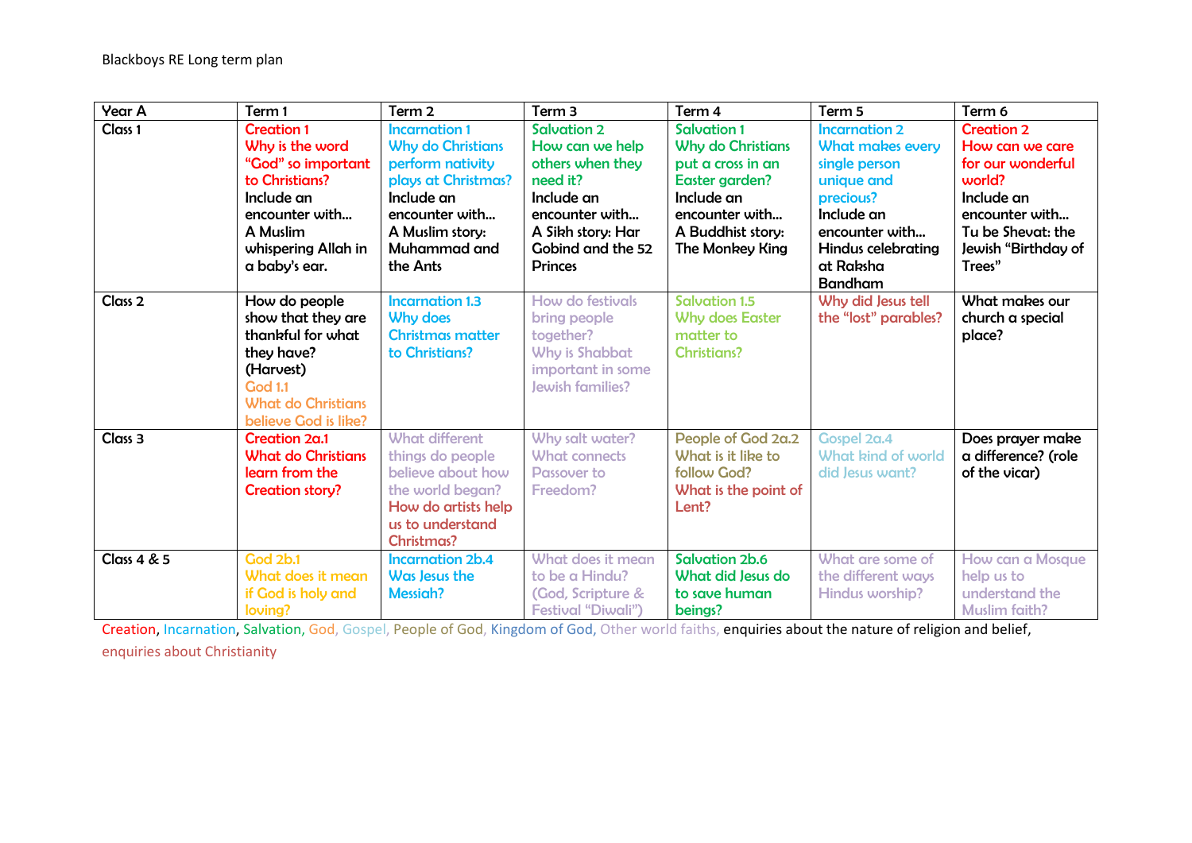Blackboys RE Long term plan

| Year A | Term 1 | Term 2 | Term 3 | Term 4 | Term 5 | Term 6 |
|---|---|---|---|---|---|---|
| Class 1 | Creation 1 Why is the word "God" so important to Christians? Include an encounter with… A Muslim whispering Allah in a baby's ear. | Incarnation 1 Why do Christians perform nativity plays at Christmas? Include an encounter with… A Muslim story: Muhammad and the Ants | Salvation 2 How can we help others when they need it? Include an encounter with… A Sikh story: Har Gobind and the 52 Princes | Salvation 1 Why do Christians put a cross in an Easter garden? Include an encounter with… A Buddhist story: The Monkey King | Incarnation 2 What makes every single person unique and precious? Include an encounter with… Hindus celebrating at Raksha Bandham | Creation 2 How can we care for our wonderful world? Include an encounter with… Tu be Shevat: the Jewish "Birthday of Trees" |
| Class 2 | How do people show that they are thankful for what they have? (Harvest) God 1.1 What do Christians believe God is like? | Incarnation 1.3 Why does Christmas matter to Christians? | How do festivals bring people together? Why is Shabbat important in some Jewish families? | Salvation 1.5 Why does Easter matter to Christians? | Why did Jesus tell the "lost" parables? | What makes our church a special place? |
| Class 3 | Creation 2a.1 What do Christians learn from the Creation story? | What different things do people believe about how the world began? How do artists help us to understand Christmas? | Why salt water? What connects Passover to Freedom? | People of God 2a.2 What is it like to follow God? What is the point of Lent? | Gospel 2a.4 What kind of world did Jesus want? | Does prayer make a difference? (role of the vicar) |
| Class 4 & 5 | God 2b.1 What does it mean if God is holy and loving? | Incarnation 2b.4 Was Jesus the Messiah? | What does it mean to be a Hindu? (God, Scripture & Festival "Diwali") | Salvation 2b.6 What did Jesus do to save human beings? | What are some of the different ways Hindus worship? | How can a Mosque help us to understand the Muslim faith? |

Creation, Incarnation, Salvation, God, Gospel, People of God, Kingdom of God, Other world faiths, enquiries about the nature of religion and belief, enquiries about Christianity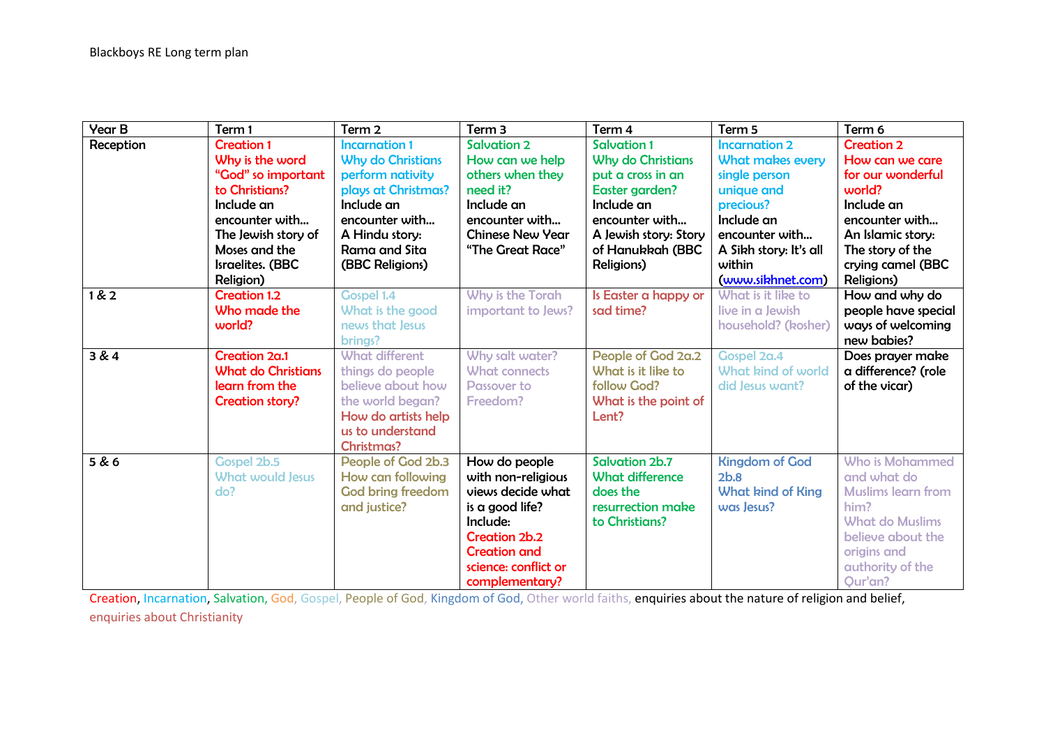Blackboys RE Long term plan

| Year B | Term 1 | Term 2 | Term 3 | Term 4 | Term 5 | Term 6 |
|---|---|---|---|---|---|---|
| Reception | Creation 1<br>Why is the word "God" so important to Christians?<br>Include an encounter with…<br>The Jewish story of Moses and the Israelites. (BBC Religion) | Incarnation 1<br>Why do Christians perform nativity plays at Christmas?<br>Include an encounter with…<br>A Hindu story: Rama and Sita (BBC Religions) | Salvation 2<br>How can we help others when they need it?<br>Include an encounter with…<br>Chinese New Year "The Great Race" | Salvation 1<br>Why do Christians put a cross in an Easter garden?<br>Include an encounter with…<br>A Jewish story: Story of Hanukkah (BBC Religions) | Incarnation 2<br>What makes every single person unique and precious?<br>Include an encounter with…<br>A Sikh story: It's all within (www.sikhnet.com) | Creation 2<br>How can we care for our wonderful world?<br>Include an encounter with…<br>An Islamic story: The story of the crying camel (BBC Religions) |
| 1 & 2 | Creation 1.2<br>Who made the world? | Gospel 1.4<br>What is the good news that Jesus brings? | Why is the Torah important to Jews? | Is Easter a happy or sad time? | What is it like to live in a Jewish household? (kosher) | How and why do people have special ways of welcoming new babies? |
| 3 & 4 | Creation 2a.1<br>What do Christians learn from the Creation story? | What different things do people believe about how the world began?<br>How do artists help us to understand Christmas? | Why salt water? What connects Passover to Freedom? | People of God 2a.2<br>What is it like to follow God?<br>What is the point of Lent? | Gospel 2a.4<br>What kind of world did Jesus want? | Does prayer make a difference? (role of the vicar) |
| 5 & 6 | Gospel 2b.5<br>What would Jesus do? | People of God 2b.3<br>How can following God bring freedom and justice? | How do people with non-religious views decide what is a good life?<br>Include:<br>Creation 2b.2<br>Creation and science: conflict or complementary? | Salvation 2b.7<br>What difference does the resurrection make to Christians? | Kingdom of God 2b.8<br>What kind of King was Jesus? | Who is Mohammed and what do Muslims learn from him?<br>What do Muslims believe about the origins and authority of the Qur'an? |

Creation, Incarnation, Salvation, God, Gospel, People of God, Kingdom of God, Other world faiths, enquiries about the nature of religion and belief, enquiries about Christianity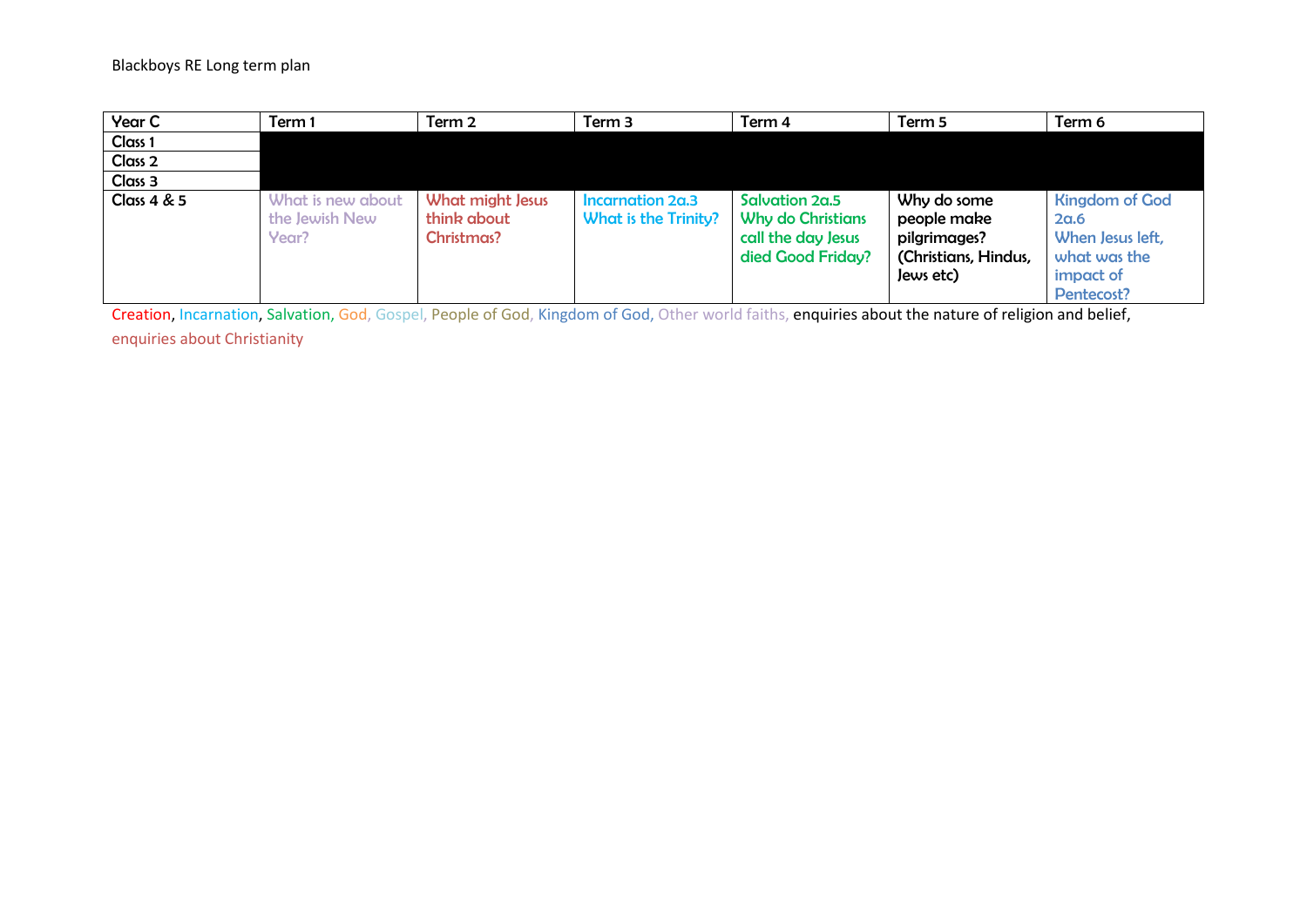Blackboys RE Long term plan

| Year C | Term 1 | Term 2 | Term 3 | Term 4 | Term 5 | Term 6 |
|---|---|---|---|---|---|---|
| Class 1 | | | | | | |
| Class 2 | | | | | | |
| Class 3 | | | | | | |
| Class 4 & 5 | What is new about the Jewish New Year? | What might Jesus think about Christmas? | Incarnation 2a.3 What is the Trinity? | Salvation 2a.5 Why do Christians call the day Jesus died Good Friday? | Why do some people make pilgrimages? (Christians, Hindus, Jews etc) | Kingdom of God 2a.6 When Jesus left, what was the impact of Pentecost? |

Creation, Incarnation, Salvation, God, Gospel, People of God, Kingdom of God, Other world faiths, enquiries about the nature of religion and belief, enquiries about Christianity